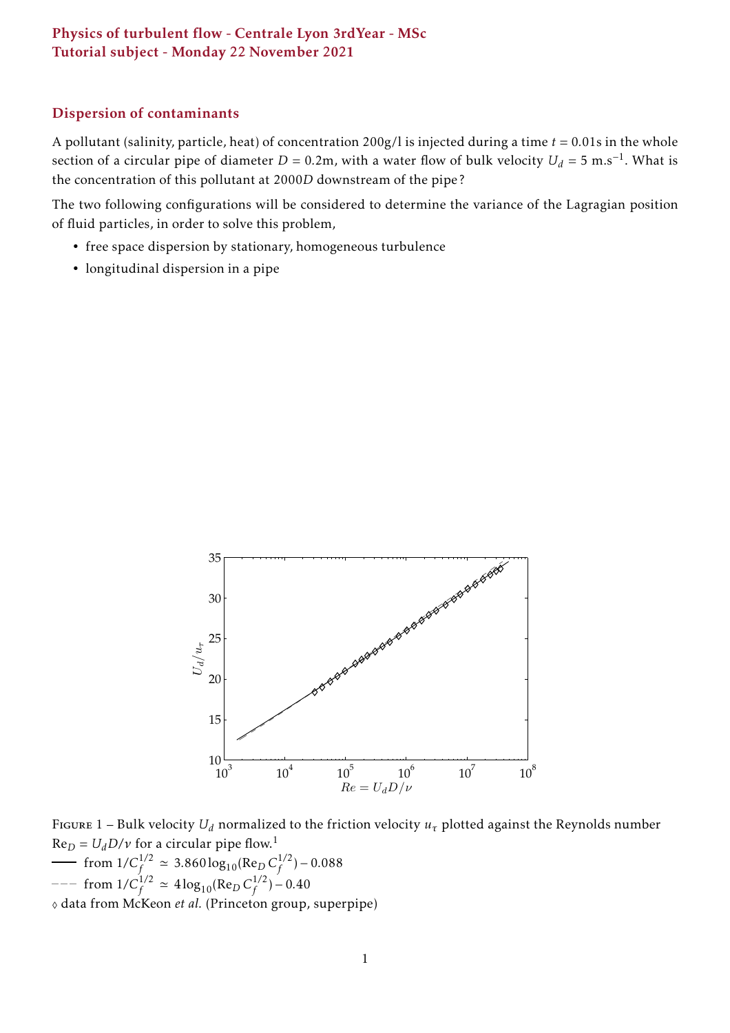**Physics of turbulent flow - Centrale Lyon 3rdYear - MSc**
**Tutorial subject - Monday 22 November 2021**

## Dispersion of contaminants

A pollutant (salinity, particle, heat) of concentration 200g/l is injected during a time $t = 0.01$s in the whole section of a circular pipe of diameter $D = 0.2$m, with a water flow of bulk velocity $U_d = 5$ m.s$^{-1}$. What is the concentration of this pollutant at $2000D$ downstream of the pipe ?

The two following configurations will be considered to determine the variance of the Lagragian position of fluid particles, in order to solve this problem,

- free space dispersion by stationary, homogeneous turbulence
- longitudinal dispersion in a pipe

Figure 1 – Bulk velocity $U_d$ normalized to the friction velocity $u_\tau$ plotted against the Reynolds number $\mathrm{Re}_D = U_d D/\nu$ for a circular pipe flow.[1]
—— from $1/C_f^{1/2} \simeq 3.860 \log_{10}(\mathrm{Re}_D\, C_f^{1/2}) - 0.088$
– – – from $1/C_f^{1/2} \simeq 4 \log_{10}(\mathrm{Re}_D\, C_f^{1/2}) - 0.40$
◊ data from McKeon *et al.* (Princeton group, superpipe)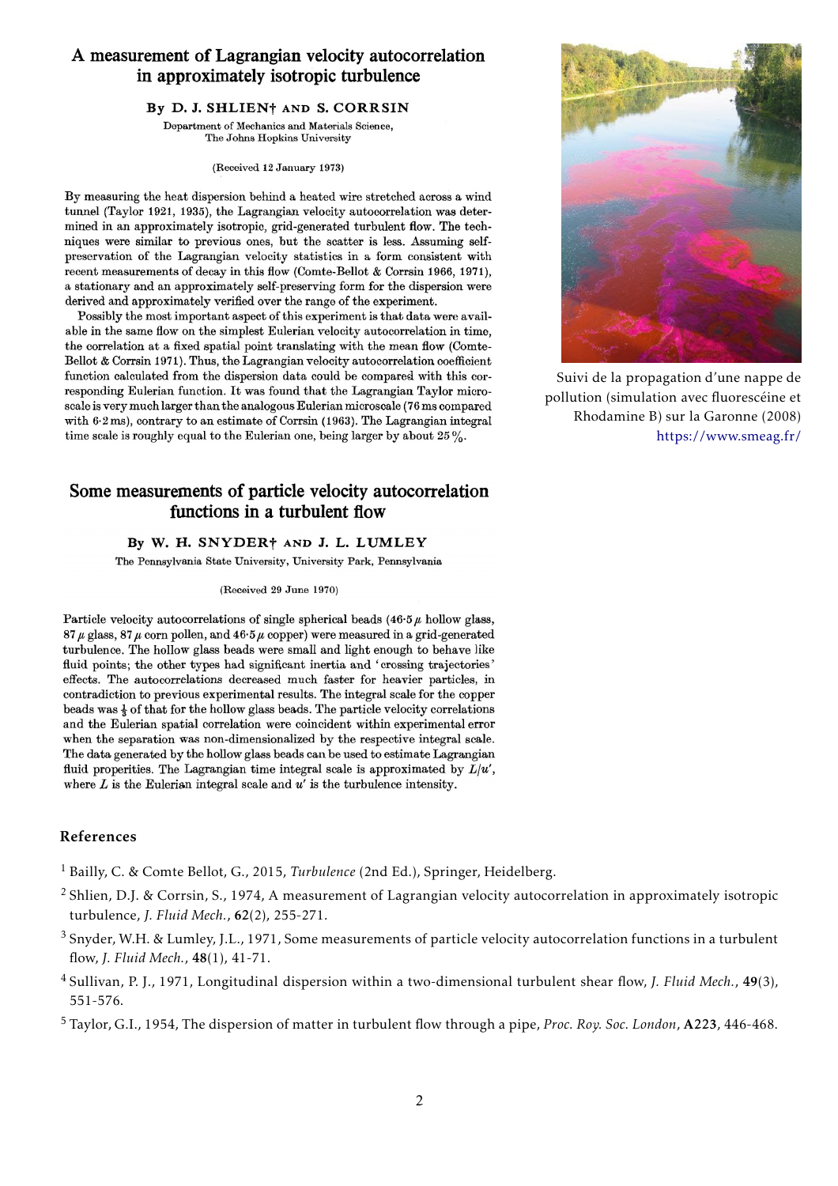## A measurement of Lagrangian velocity autocorrelation in approximately isotropic turbulence

By D. J. SHLIEN† AND S. CORRSIN

Department of Mechanics and Materials Science, The Johns Hopkins University

(Received 12 January 1973)

By measuring the heat dispersion behind a heated wire stretched across a wind tunnel (Taylor 1921, 1935), the Lagrangian velocity autocorrelation was determined in an approximately isotropic, grid-generated turbulent flow. The techniques were similar to previous ones, but the scatter is less. Assuming self-preservation of the Lagrangian velocity statistics in a form consistent with recent measurements of decay in this flow (Comte-Bellot & Corrsin 1966, 1971), a stationary and an approximately self-preserving form for the dispersion were derived and approximately verified over the range of the experiment.

Possibly the most important aspect of this experiment is that data were available in the same flow on the simplest Eulerian velocity autocorrelation in time, the correlation at a fixed spatial point translating with the mean flow (Comte-Bellot & Corrsin 1971). Thus, the Lagrangian velocity autocorrelation coefficient function calculated from the dispersion data could be compared with this corresponding Eulerian function. It was found that the Lagrangian Taylor microscale is very much larger than the analogous Eulerian microscale (76 ms compared with 6·2 ms), contrary to an estimate of Corrsin (1963). The Lagrangian integral time scale is roughly equal to the Eulerian one, being larger by about 25%.

Suivi de la propagation d'une nappe de pollution (simulation avec fluorescéine et Rhodamine B) sur la Garonne (2008) https://www.smeag.fr/

## Some measurements of particle velocity autocorrelation functions in a turbulent flow

By W. H. SNYDER† AND J. L. LUMLEY

The Pennsylvania State University, University Park, Pennsylvania

(Received 29 June 1970)

Particle velocity autocorrelations of single spherical beads (46·5 $\mu$ hollow glass, 87 $\mu$ glass, 87 $\mu$ corn pollen, and 46·5 $\mu$ copper) were measured in a grid-generated turbulence. The hollow glass beads were small and light enough to behave like fluid points; the other types had significant inertia and 'crossing trajectories' effects. The autocorrelations decreased much faster for heavier particles, in contradiction to previous experimental results. The integral scale for the copper beads was $\frac{1}{3}$ of that for the hollow glass beads. The particle velocity correlations and the Eulerian spatial correlation were coincident within experimental error when the separation was non-dimensionalized by the respective integral scale. The data generated by the hollow glass beads can be used to estimate Lagrangian fluid properities. The Lagrangian time integral scale is approximated by $L/u'$, where $L$ is the Eulerian integral scale and $u'$ is the turbulence intensity.

### References

[1] Bailly, C. & Comte Bellot, G., 2015, *Turbulence* (2nd Ed.), Springer, Heidelberg.

[2] Shlien, D.J. & Corrsin, S., 1974, A measurement of Lagrangian velocity autocorrelation in approximately isotropic turbulence, *J. Fluid Mech.*, **62**(2), 255-271.

[3] Snyder, W.H. & Lumley, J.L., 1971, Some measurements of particle velocity autocorrelation functions in a turbulent flow, *J. Fluid Mech.*, **48**(1), 41-71.

[4] Sullivan, P. J., 1971, Longitudinal dispersion within a two-dimensional turbulent shear flow, *J. Fluid Mech.*, **49**(3), 551-576.

[5] Taylor, G.I., 1954, The dispersion of matter in turbulent flow through a pipe, *Proc. Roy. Soc. London*, **A223**, 446-468.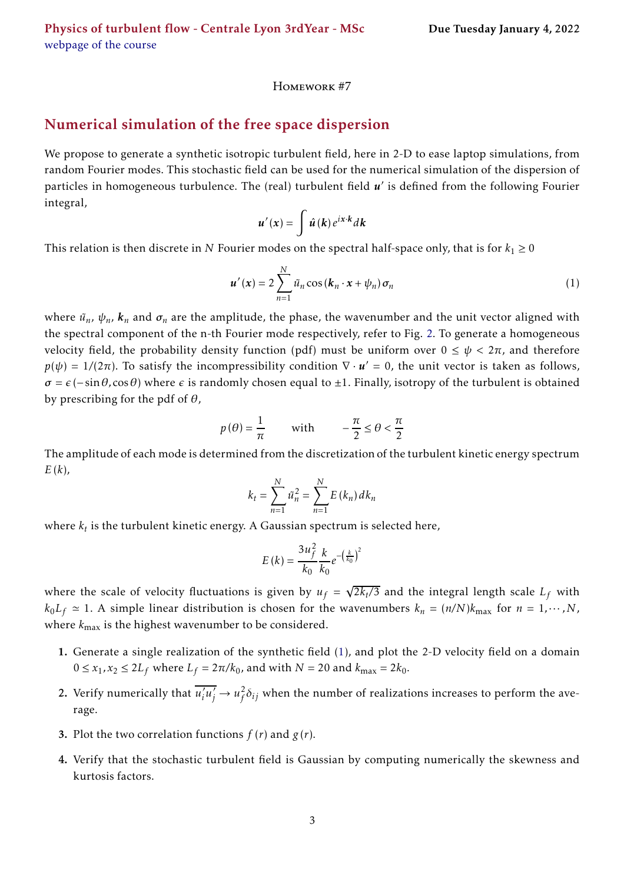Homework #7

## Numerical simulation of the free space dispersion

We propose to generate a synthetic isotropic turbulent field, here in 2-D to ease laptop simulations, from random Fourier modes. This stochastic field can be used for the numerical simulation of the dispersion of particles in homogeneous turbulence. The (real) turbulent field $\boldsymbol{u}'$ is defined from the following Fourier integral,

$$\boldsymbol{u}'(\boldsymbol{x}) = \int \hat{\boldsymbol{u}}(\boldsymbol{k})\, e^{i\boldsymbol{x}\cdot\boldsymbol{k}}\, d\boldsymbol{k}$$

This relation is then discrete in $N$ Fourier modes on the spectral half-space only, that is for $k_1 \geq 0$

$$\boldsymbol{u}'(\boldsymbol{x}) = 2\sum_{n=1}^{N} \tilde{u}_n \cos\left(\boldsymbol{k}_n \cdot \boldsymbol{x} + \psi_n\right) \boldsymbol{\sigma}_n \tag{1}$$

where $\tilde{u}_n$, $\psi_n$, $\boldsymbol{k}_n$ and $\boldsymbol{\sigma}_n$ are the amplitude, the phase, the wavenumber and the unit vector aligned with the spectral component of the n-th Fourier mode respectively, refer to Fig. 2. To generate a homogeneous velocity field, the probability density function (pdf) must be uniform over $0 \leq \psi < 2\pi$, and therefore $p(\psi) = 1/(2\pi)$. To satisfy the incompressibility condition $\nabla \cdot \boldsymbol{u}' = 0$, the unit vector is taken as follows, $\boldsymbol{\sigma} = \epsilon\,(-\sin\theta, \cos\theta)$ where $\epsilon$ is randomly chosen equal to $\pm 1$. Finally, isotropy of the turbulent is obtained by prescribing for the pdf of $\theta$,

$$p(\theta) = \frac{1}{\pi} \qquad \text{with} \qquad -\frac{\pi}{2} \leq \theta < \frac{\pi}{2}$$

The amplitude of each mode is determined from the discretization of the turbulent kinetic energy spectrum $E(k)$,

$$k_t = \sum_{n=1}^{N} \tilde{u}_n^2 = \sum_{n=1}^{N} E(k_n)\, dk_n$$

where $k_t$ is the turbulent kinetic energy. A Gaussian spectrum is selected here,

$$E(k) = \frac{3u_f^2}{k_0}\frac{k}{k_0} e^{-\left(\frac{k}{k_0}\right)^2}$$

where the scale of velocity fluctuations is given by $u_f = \sqrt{2k_t/3}$ and the integral length scale $L_f$ with $k_0 L_f \simeq 1$. A simple linear distribution is chosen for the wavenumbers $k_n = (n/N)k_{\max}$ for $n = 1, \cdots, N$, where $k_{\max}$ is the highest wavenumber to be considered.

1. Generate a single realization of the synthetic field (1), and plot the 2-D velocity field on a domain $0 \leq x_1, x_2 \leq 2L_f$ where $L_f = 2\pi/k_0$, and with $N = 20$ and $k_{\max} = 2k_0$.
2. Verify numerically that $\overline{u_i' u_j'} \rightarrow u_f^2 \delta_{ij}$ when the number of realizations increases to perform the average.
3. Plot the two correlation functions $f(r)$ and $g(r)$.
4. Verify that the stochastic turbulent field is Gaussian by computing numerically the skewness and kurtosis factors.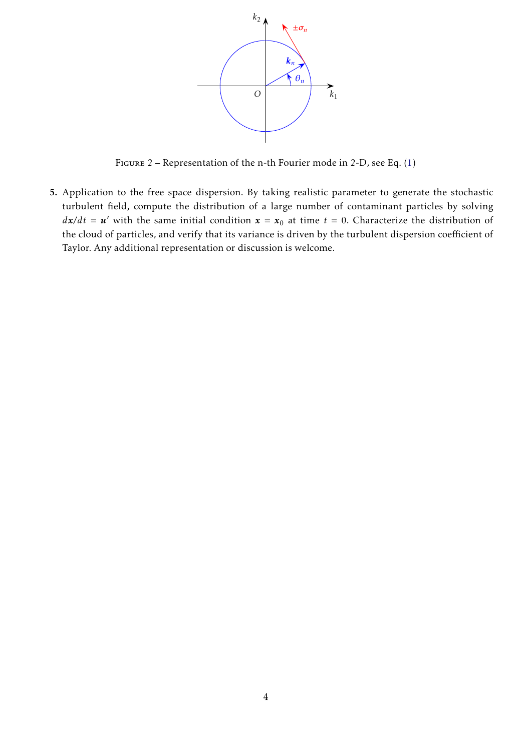$k_2$

$\pm\sigma_n$

$\boldsymbol{k}_n$

$\theta_n$

$O$

$k_1$

Figure 2 – Representation of the n-th Fourier mode in 2-D, see Eq. (1)

**5.** Application to the free space dispersion. By taking realistic parameter to generate the stochastic turbulent field, compute the distribution of a large number of contaminant particles by solving $d\boldsymbol{x}/dt = \boldsymbol{u}'$ with the same initial condition $\boldsymbol{x} = \boldsymbol{x}_0$ at time $t = 0$. Characterize the distribution of the cloud of particles, and verify that its variance is driven by the turbulent dispersion coefficient of Taylor. Any additional representation or discussion is welcome.